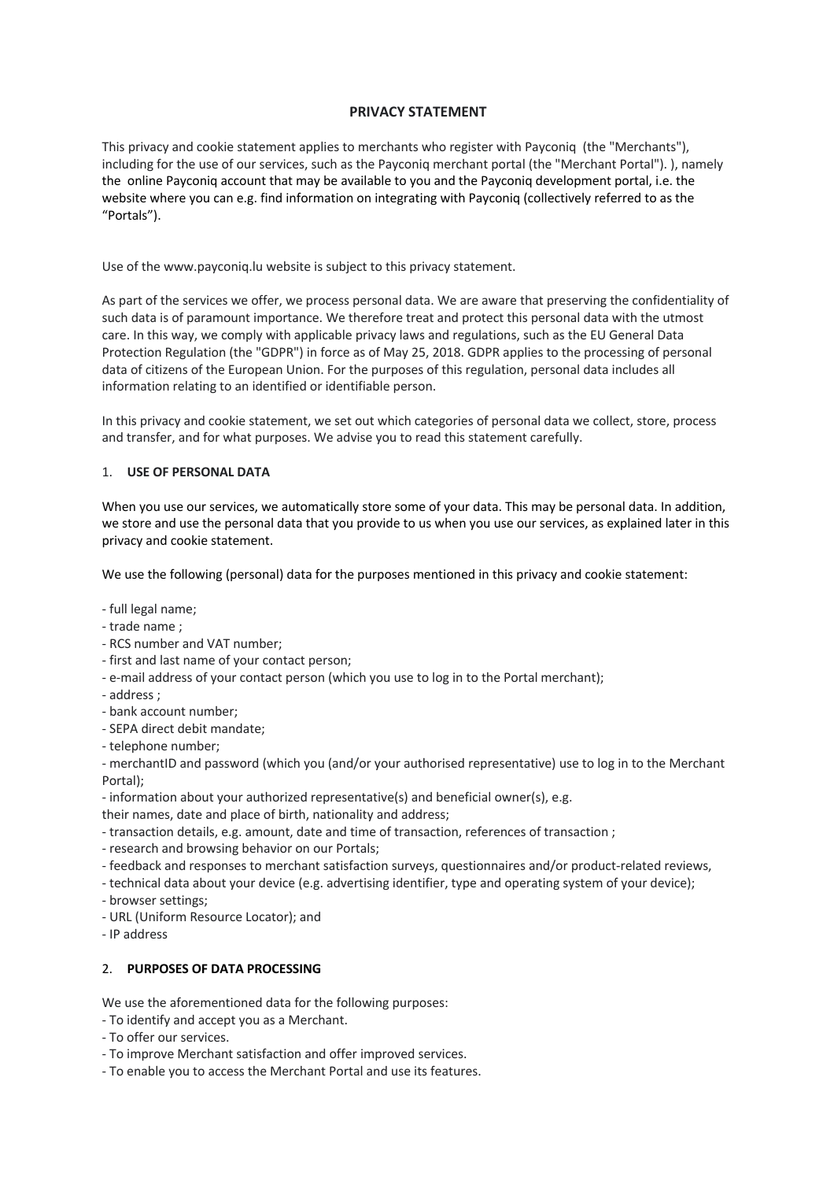# PRIVACY STATEMENT

This privacy and cookie statement applies to merchants who register with Payconiq (the "Merchants"), including for the use of our services, such as the Payconiq merchant portal (the "Merchant Portal"). ), namely the online Payconiq account that may be available to you and the Payconiq development portal, i.e. the website where you can e.g. find information on integrating with Payconiq (collectively referred to as the "Portals").

Use of the www.payconiq.lu website is subject to this privacy statement.

As part of the services we offer, we process personal data. We are aware that preserving the confidentiality of such data is of paramount importance. We therefore treat and protect this personal data with the utmost care. In this way, we comply with applicable privacy laws and regulations, such as the EU General Data Protection Regulation (the "GDPR") in force as of May 25, 2018. GDPR applies to the processing of personal data of citizens of the European Union. For the purposes of this regulation, personal data includes all information relating to an identified or identifiable person.

In this privacy and cookie statement, we set out which categories of personal data we collect, store, process and transfer, and for what purposes. We advise you to read this statement carefully.

## 1. USE OF PERSONAL DATA

When you use our services, we automatically store some of your data. This may be personal data. In addition, we store and use the personal data that you provide to us when you use our services, as explained later in this privacy and cookie statement.

We use the following (personal) data for the purposes mentioned in this privacy and cookie statement:

- full legal name;
- trade name ;
- RCS number and VAT number;
- first and last name of your contact person;
- e-mail address of your contact person (which you use to log in to the Portal merchant);
- address ;
- bank account number;
- SEPA direct debit mandate;
- telephone number;
- merchantID and password (which you (and/or your authorised representative) use to log in to the Merchant Portal);
- information about your authorized representative(s) and beneficial owner(s), e.g. their names, date and place of birth, nationality and address;
- transaction details, e.g. amount, date and time of transaction, references of transaction ;
- research and browsing behavior on our Portals;
- feedback and responses to merchant satisfaction surveys, questionnaires and/or product-related reviews,
- technical data about your device (e.g. advertising identifier, type and operating system of your device);
- browser settings;
- URL (Uniform Resource Locator); and
- IP address

## 2. PURPOSES OF DATA PROCESSING

We use the aforementioned data for the following purposes:

- To identify and accept you as a Merchant.
- To offer our services.
- To improve Merchant satisfaction and offer improved services.
- To enable you to access the Merchant Portal and use its features.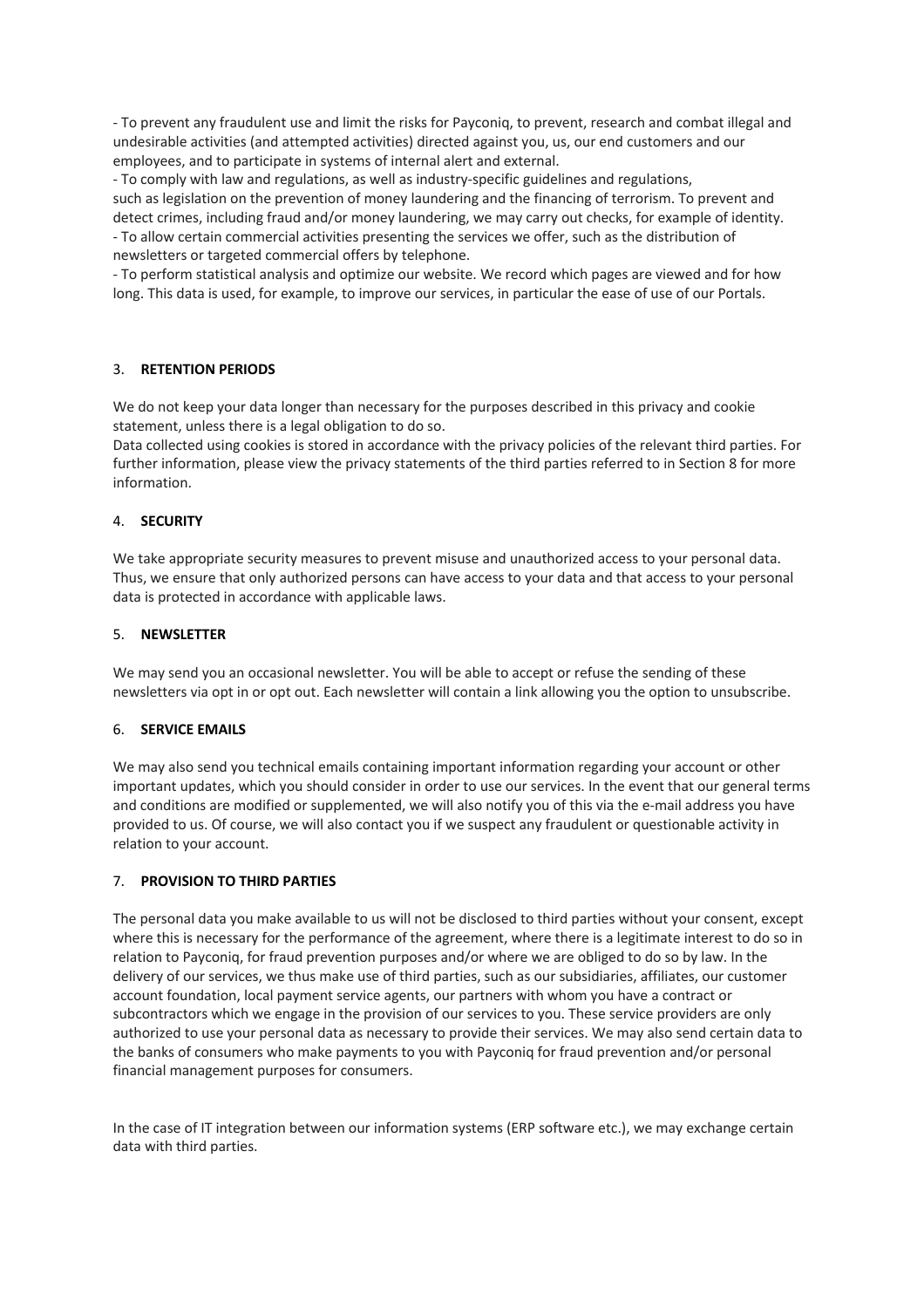- To prevent any fraudulent use and limit the risks for Payconiq, to prevent, research and combat illegal and undesirable activities (and attempted activities) directed against you, us, our end customers and our employees, and to participate in systems of internal alert and external.
- To comply with law and regulations, as well as industry-specific guidelines and regulations, such as legislation on the prevention of money laundering and the financing of terrorism. To prevent and detect crimes, including fraud and/or money laundering, we may carry out checks, for example of identity.
- To allow certain commercial activities presenting the services we offer, such as the distribution of newsletters or targeted commercial offers by telephone.
- To perform statistical analysis and optimize our website. We record which pages are viewed and for how long. This data is used, for example, to improve our services, in particular the ease of use of our Portals.

## 3. **RETENTION PERIODS**

We do not keep your data longer than necessary for the purposes described in this privacy and cookie statement, unless there is a legal obligation to do so.
Data collected using cookies is stored in accordance with the privacy policies of the relevant third parties. For further information, please view the privacy statements of the third parties referred to in Section 8 for more information.

## 4. **SECURITY**

We take appropriate security measures to prevent misuse and unauthorized access to your personal data. Thus, we ensure that only authorized persons can have access to your data and that access to your personal data is protected in accordance with applicable laws.

## 5. **NEWSLETTER**

We may send you an occasional newsletter. You will be able to accept or refuse the sending of these newsletters via opt in or opt out. Each newsletter will contain a link allowing you the option to unsubscribe.

## 6. **SERVICE EMAILS**

We may also send you technical emails containing important information regarding your account or other important updates, which you should consider in order to use our services. In the event that our general terms and conditions are modified or supplemented, we will also notify you of this via the e-mail address you have provided to us. Of course, we will also contact you if we suspect any fraudulent or questionable activity in relation to your account.

## 7. **PROVISION TO THIRD PARTIES**

The personal data you make available to us will not be disclosed to third parties without your consent, except where this is necessary for the performance of the agreement, where there is a legitimate interest to do so in relation to Payconiq, for fraud prevention purposes and/or where we are obliged to do so by law. In the delivery of our services, we thus make use of third parties, such as our subsidiaries, affiliates, our customer account foundation, local payment service agents, our partners with whom you have a contract or subcontractors which we engage in the provision of our services to you. These service providers are only authorized to use your personal data as necessary to provide their services. We may also send certain data to the banks of consumers who make payments to you with Payconiq for fraud prevention and/or personal financial management purposes for consumers.

In the case of IT integration between our information systems (ERP software etc.), we may exchange certain data with third parties.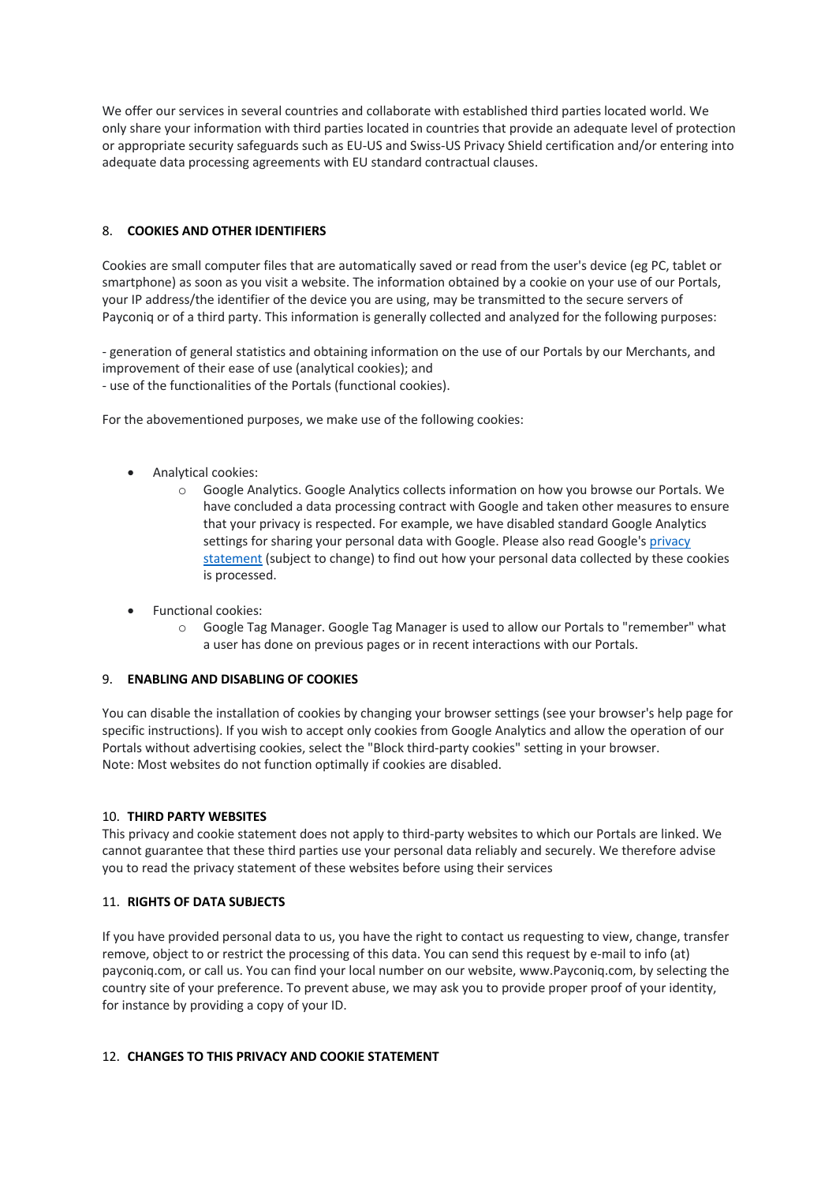We offer our services in several countries and collaborate with established third parties located world. We only share your information with third parties located in countries that provide an adequate level of protection or appropriate security safeguards such as EU-US and Swiss-US Privacy Shield certification and/or entering into adequate data processing agreements with EU standard contractual clauses.

## 8. COOKIES AND OTHER IDENTIFIERS

Cookies are small computer files that are automatically saved or read from the user's device (eg PC, tablet or smartphone) as soon as you visit a website. The information obtained by a cookie on your use of our Portals, your IP address/the identifier of the device you are using, may be transmitted to the secure servers of Payconiq or of a third party. This information is generally collected and analyzed for the following purposes:

- generation of general statistics and obtaining information on the use of our Portals by our Merchants, and improvement of their ease of use (analytical cookies); and
- use of the functionalities of the Portals (functional cookies).

For the abovementioned purposes, we make use of the following cookies:

- Analytical cookies:
  - Google Analytics. Google Analytics collects information on how you browse our Portals. We have concluded a data processing contract with Google and taken other measures to ensure that your privacy is respected. For example, we have disabled standard Google Analytics settings for sharing your personal data with Google. Please also read Google's privacy statement (subject to change) to find out how your personal data collected by these cookies is processed.
- Functional cookies:
  - Google Tag Manager. Google Tag Manager is used to allow our Portals to "remember" what a user has done on previous pages or in recent interactions with our Portals.

## 9. ENABLING AND DISABLING OF COOKIES

You can disable the installation of cookies by changing your browser settings (see your browser's help page for specific instructions). If you wish to accept only cookies from Google Analytics and allow the operation of our Portals without advertising cookies, select the "Block third-party cookies" setting in your browser.
Note: Most websites do not function optimally if cookies are disabled.

## 10. THIRD PARTY WEBSITES

This privacy and cookie statement does not apply to third-party websites to which our Portals are linked. We cannot guarantee that these third parties use your personal data reliably and securely. We therefore advise you to read the privacy statement of these websites before using their services

## 11. RIGHTS OF DATA SUBJECTS

If you have provided personal data to us, you have the right to contact us requesting to view, change, transfer remove, object to or restrict the processing of this data. You can send this request by e-mail to info (at) payconiq.com, or call us. You can find your local number on our website, www.Payconiq.com, by selecting the country site of your preference. To prevent abuse, we may ask you to provide proper proof of your identity, for instance by providing a copy of your ID.

## 12. CHANGES TO THIS PRIVACY AND COOKIE STATEMENT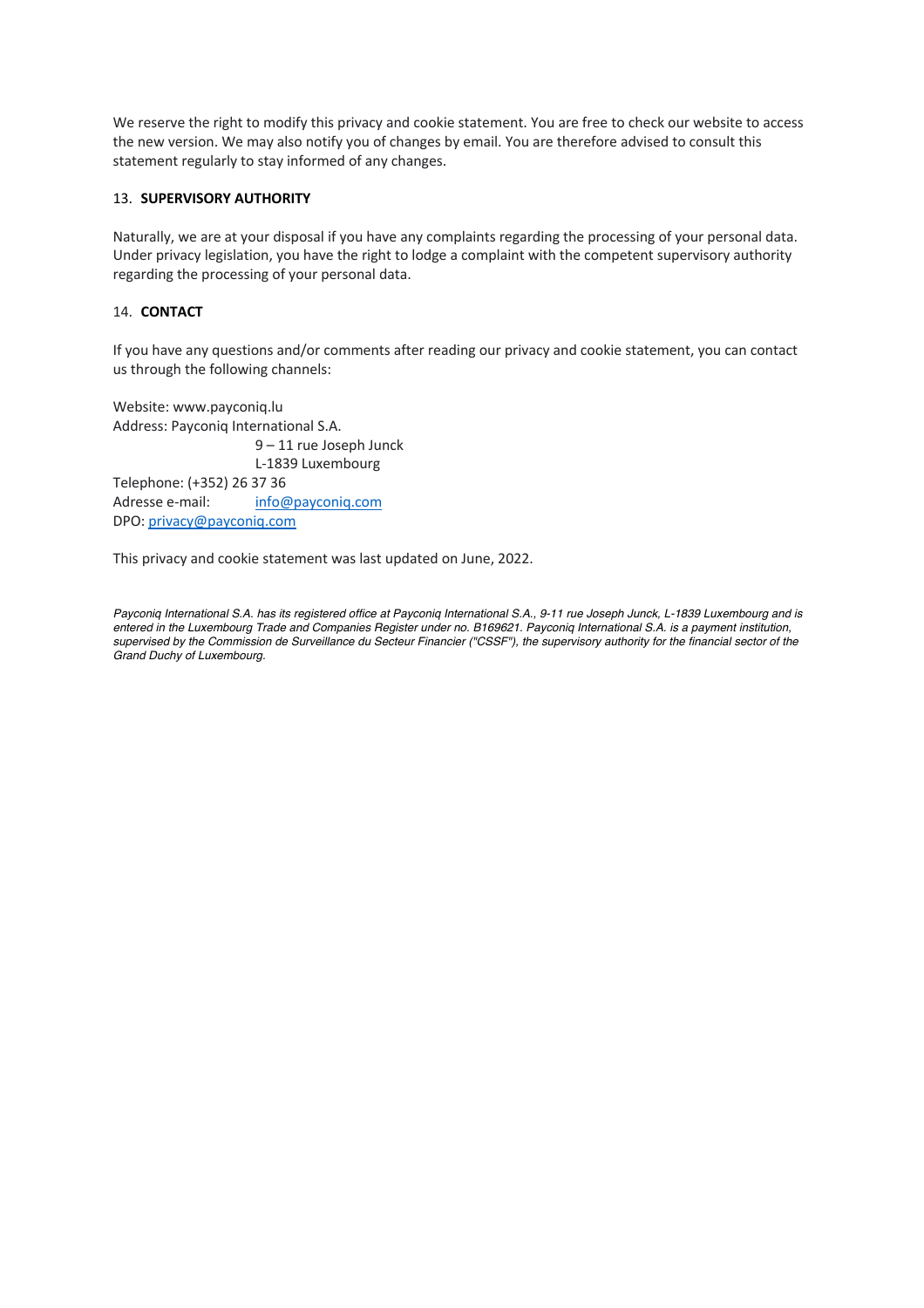We reserve the right to modify this privacy and cookie statement. You are free to check our website to access the new version. We may also notify you of changes by email. You are therefore advised to consult this statement regularly to stay informed of any changes.

## 13. SUPERVISORY AUTHORITY

Naturally, we are at your disposal if you have any complaints regarding the processing of your personal data. Under privacy legislation, you have the right to lodge a complaint with the competent supervisory authority regarding the processing of your personal data.

## 14. CONTACT

If you have any questions and/or comments after reading our privacy and cookie statement, you can contact us through the following channels:

Website: www.payconiq.lu
Address: Payconiq International S.A.
9 – 11 rue Joseph Junck
L-1839 Luxembourg
Telephone: (+352) 26 37 36
Adresse e-mail: info@payconiq.com
DPO: privacy@payconiq.com

This privacy and cookie statement was last updated on June, 2022.

*Payconiq International S.A. has its registered office at Payconiq International S.A., 9-11 rue Joseph Junck, L-1839 Luxembourg and is entered in the Luxembourg Trade and Companies Register under no. B169621. Payconiq International S.A. is a payment institution, supervised by the Commission de Surveillance du Secteur Financier ("CSSF"), the supervisory authority for the financial sector of the Grand Duchy of Luxembourg.*